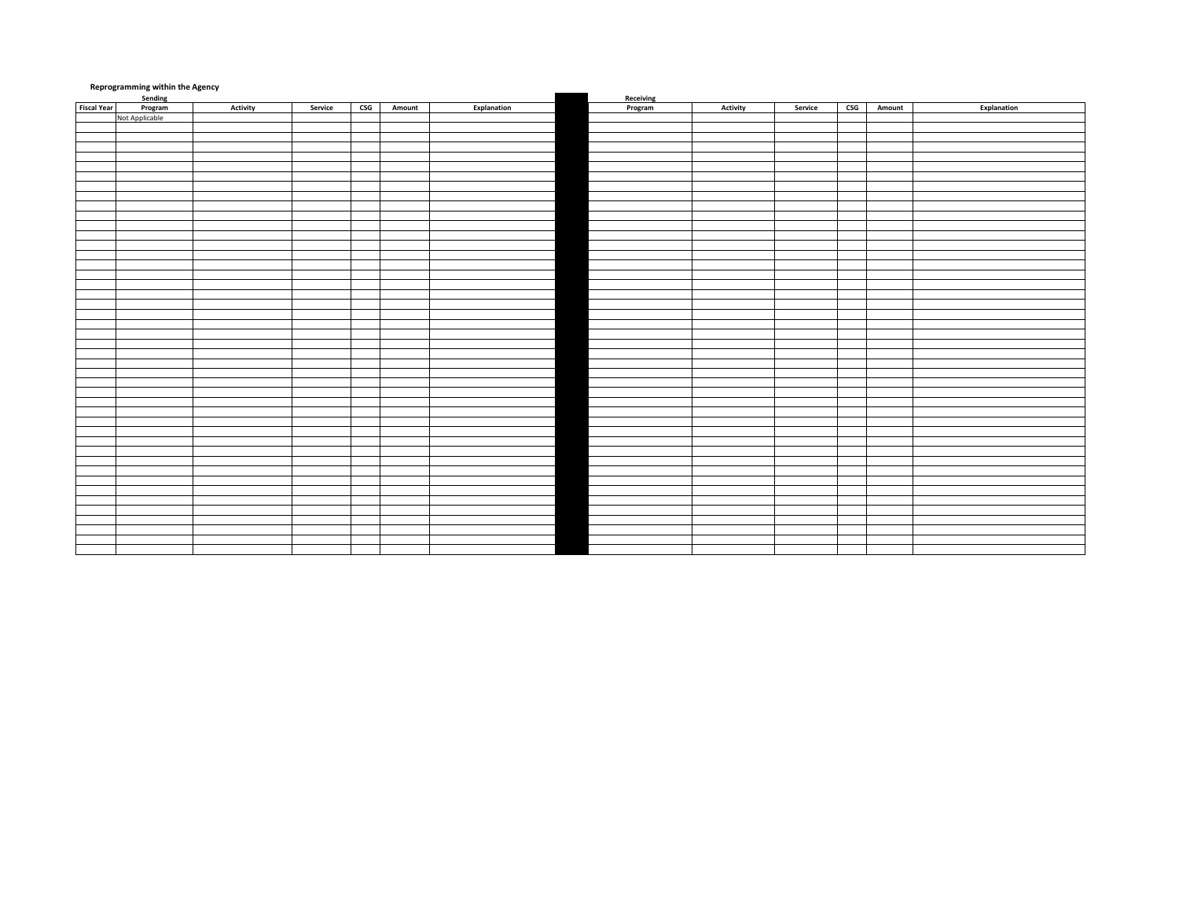**Reprogramming within the Agency**

| | Sending | | | | | | | Receiving | | | | | |
|---|---|---|---|---|---|---|---|---|---|---|---|---|---|
| Fiscal Year | Program | Activity | Service | CSG | Amount | Explanation | | Program | Activity | Service | CSG | Amount | Explanation |
| | Not Applicable | | | | | | | | | | | | |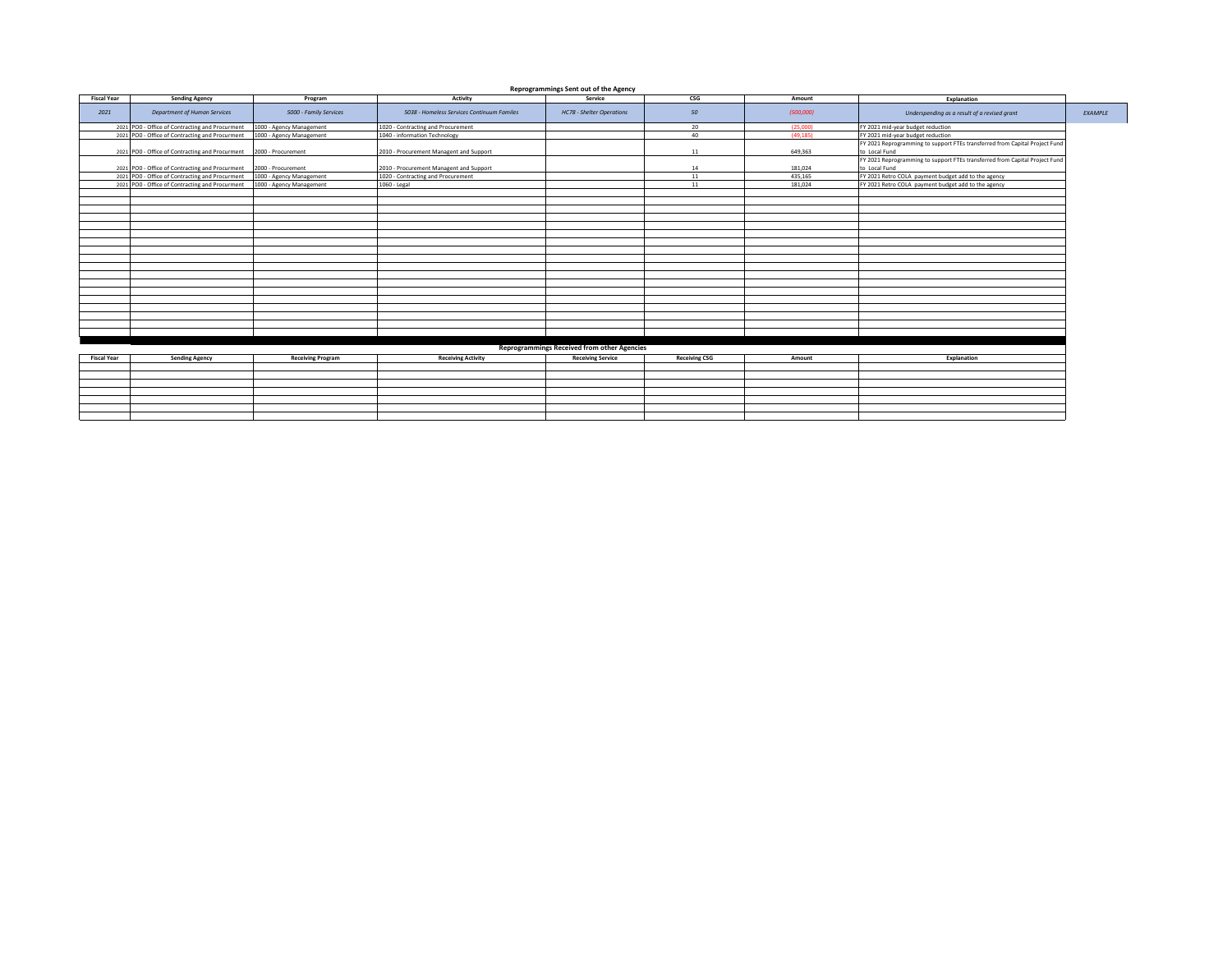## Reprogrammings Sent out of the Agency

| Fiscal Year | Sending Agency | Program | Activity | Service | CSG | Amount | Explanation | |
|---|---|---|---|---|---|---|---|---|
| *2021* | *Department of Human Services* | *5000 - Family Services* | *5038 - Homeless Services Continuum Familes* | *HC78 - Shelter Operations* | *50* | *(500,000)* | *Underspending as a result of a revised grant* | *EXAMPLE* |
| 2021 | PO0 - Office of Contracting and Procurment | 1000 - Agency Management | 1020 - Contracting and Procurement | | 20 | (25,000) | FY 2021 mid-year budget reduction | |
| 2021 | PO0 - Office of Contracting and Procurment | 1000 - Agency Management | 1040 - information Technology | | 40 | (49,185) | FY 2021 mid-year budget reduction | |
| 2021 | PO0 - Office of Contracting and Procurment | 2000 - Procurement | 2010 - Procurement Managent and Support | | 11 | 649,363 | FY 2021 Reprogramming to support FTEs transferred from Capital Project Fund to Local Fund | |
| 2021 | PO0 - Office of Contracting and Procurment | 2000 - Procurement | 2010 - Procurement Managent and Support | | 14 | 181,024 | FY 2021 Reprogramming to support FTEs transferred from Capital Project Fund to Local Fund | |
| 2021 | PO0 - Office of Contracting and Procurment | 1000 - Agency Management | 1020 - Contracting and Procurement | | 11 | 435,165 | FY 2021 Retro COLA payment budget add to the agency | |
| 2021 | PO0 - Office of Contracting and Procurment | 1000 - Agency Management | 1060 - Legal | | 11 | 181,024 | FY 2021 Retro COLA payment budget add to the agency | |

## Reprogrammings Received from other Agencies

| Fiscal Year | Sending Agency | Receiving Program | Receiving Activity | Receiving Service | Receiving CSG | Amount | Explanation |
|---|---|---|---|---|---|---|---|
| | | | | | | | |